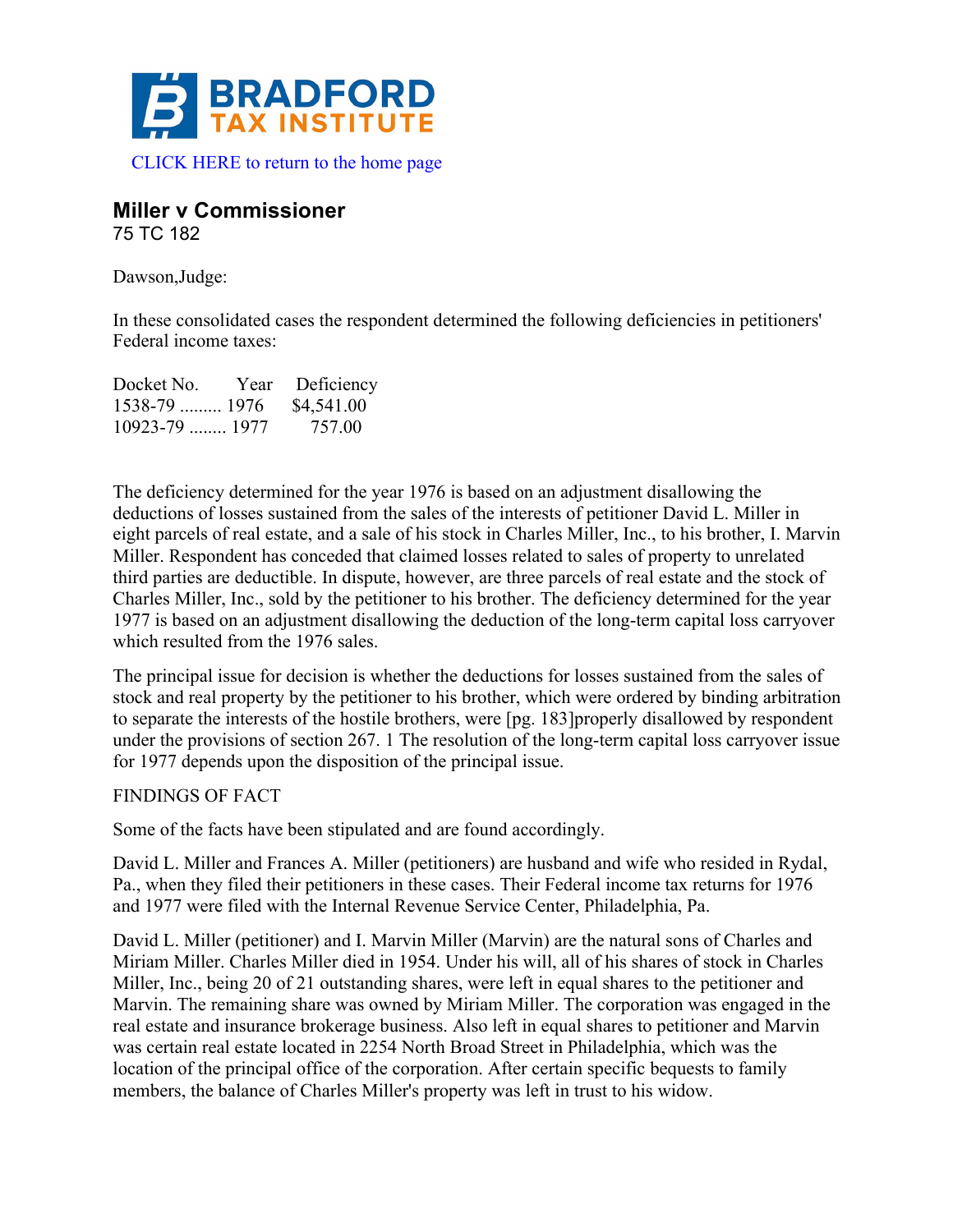**BRADFORD TAX INSTITUTE**

CLICK HERE to return to the home page

## Miller v Commissioner

75 TC 182

Dawson,Judge:

In these consolidated cases the respondent determined the following deficiencies in petitioners' Federal income taxes:

| Docket No. | Year | Deficiency |
|---|---|---|
| 1538-79 ......... | 1976 | $4,541.00 |
| 10923-79 ........ | 1977 | 757.00 |

The deficiency determined for the year 1976 is based on an adjustment disallowing the deductions of losses sustained from the sales of the interests of petitioner David L. Miller in eight parcels of real estate, and a sale of his stock in Charles Miller, Inc., to his brother, I. Marvin Miller. Respondent has conceded that claimed losses related to sales of property to unrelated third parties are deductible. In dispute, however, are three parcels of real estate and the stock of Charles Miller, Inc., sold by the petitioner to his brother. The deficiency determined for the year 1977 is based on an adjustment disallowing the deduction of the long-term capital loss carryover which resulted from the 1976 sales.

The principal issue for decision is whether the deductions for losses sustained from the sales of stock and real property by the petitioner to his brother, which were ordered by binding arbitration to separate the interests of the hostile brothers, were [pg. 183]properly disallowed by respondent under the provisions of section 267. 1 The resolution of the long-term capital loss carryover issue for 1977 depends upon the disposition of the principal issue.

FINDINGS OF FACT

Some of the facts have been stipulated and are found accordingly.

David L. Miller and Frances A. Miller (petitioners) are husband and wife who resided in Rydal, Pa., when they filed their petitioners in these cases. Their Federal income tax returns for 1976 and 1977 were filed with the Internal Revenue Service Center, Philadelphia, Pa.

David L. Miller (petitioner) and I. Marvin Miller (Marvin) are the natural sons of Charles and Miriam Miller. Charles Miller died in 1954. Under his will, all of his shares of stock in Charles Miller, Inc., being 20 of 21 outstanding shares, were left in equal shares to the petitioner and Marvin. The remaining share was owned by Miriam Miller. The corporation was engaged in the real estate and insurance brokerage business. Also left in equal shares to petitioner and Marvin was certain real estate located in 2254 North Broad Street in Philadelphia, which was the location of the principal office of the corporation. After certain specific bequests to family members, the balance of Charles Miller's property was left in trust to his widow.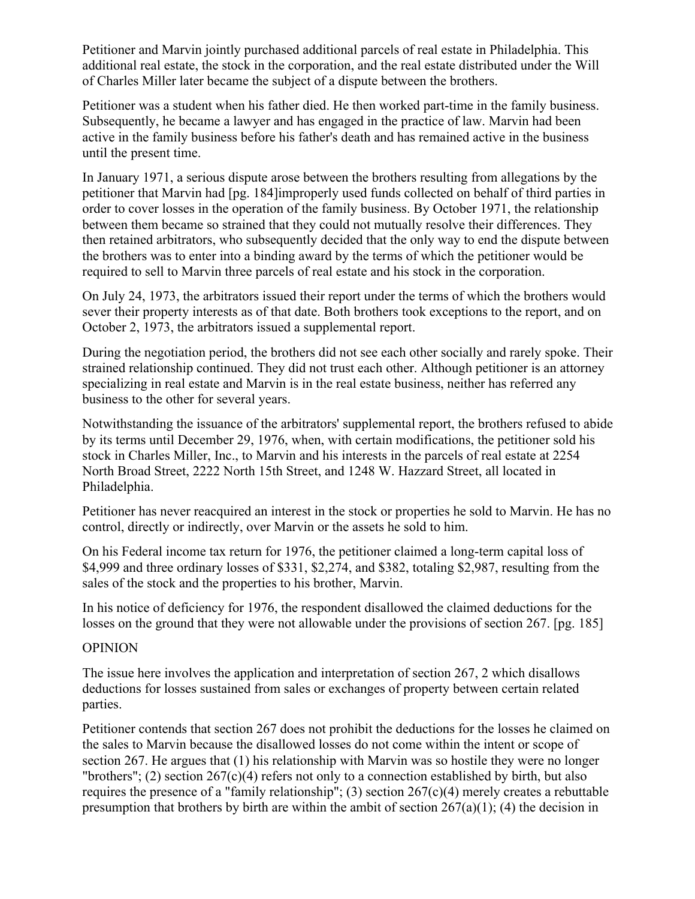Petitioner and Marvin jointly purchased additional parcels of real estate in Philadelphia. This additional real estate, the stock in the corporation, and the real estate distributed under the Will of Charles Miller later became the subject of a dispute between the brothers.

Petitioner was a student when his father died. He then worked part-time in the family business. Subsequently, he became a lawyer and has engaged in the practice of law. Marvin had been active in the family business before his father's death and has remained active in the business until the present time.

In January 1971, a serious dispute arose between the brothers resulting from allegations by the petitioner that Marvin had [pg. 184]improperly used funds collected on behalf of third parties in order to cover losses in the operation of the family business. By October 1971, the relationship between them became so strained that they could not mutually resolve their differences. They then retained arbitrators, who subsequently decided that the only way to end the dispute between the brothers was to enter into a binding award by the terms of which the petitioner would be required to sell to Marvin three parcels of real estate and his stock in the corporation.

On July 24, 1973, the arbitrators issued their report under the terms of which the brothers would sever their property interests as of that date. Both brothers took exceptions to the report, and on October 2, 1973, the arbitrators issued a supplemental report.

During the negotiation period, the brothers did not see each other socially and rarely spoke. Their strained relationship continued. They did not trust each other. Although petitioner is an attorney specializing in real estate and Marvin is in the real estate business, neither has referred any business to the other for several years.

Notwithstanding the issuance of the arbitrators' supplemental report, the brothers refused to abide by its terms until December 29, 1976, when, with certain modifications, the petitioner sold his stock in Charles Miller, Inc., to Marvin and his interests in the parcels of real estate at 2254 North Broad Street, 2222 North 15th Street, and 1248 W. Hazzard Street, all located in Philadelphia.

Petitioner has never reacquired an interest in the stock or properties he sold to Marvin. He has no control, directly or indirectly, over Marvin or the assets he sold to him.

On his Federal income tax return for 1976, the petitioner claimed a long-term capital loss of $4,999 and three ordinary losses of $331, $2,274, and $382, totaling $2,987, resulting from the sales of the stock and the properties to his brother, Marvin.

In his notice of deficiency for 1976, the respondent disallowed the claimed deductions for the losses on the ground that they were not allowable under the provisions of section 267. [pg. 185]

## OPINION

The issue here involves the application and interpretation of section 267, 2 which disallows deductions for losses sustained from sales or exchanges of property between certain related parties.

Petitioner contends that section 267 does not prohibit the deductions for the losses he claimed on the sales to Marvin because the disallowed losses do not come within the intent or scope of section 267. He argues that (1) his relationship with Marvin was so hostile they were no longer "brothers"; (2) section 267(c)(4) refers not only to a connection established by birth, but also requires the presence of a "family relationship"; (3) section 267(c)(4) merely creates a rebuttable presumption that brothers by birth are within the ambit of section 267(a)(1); (4) the decision in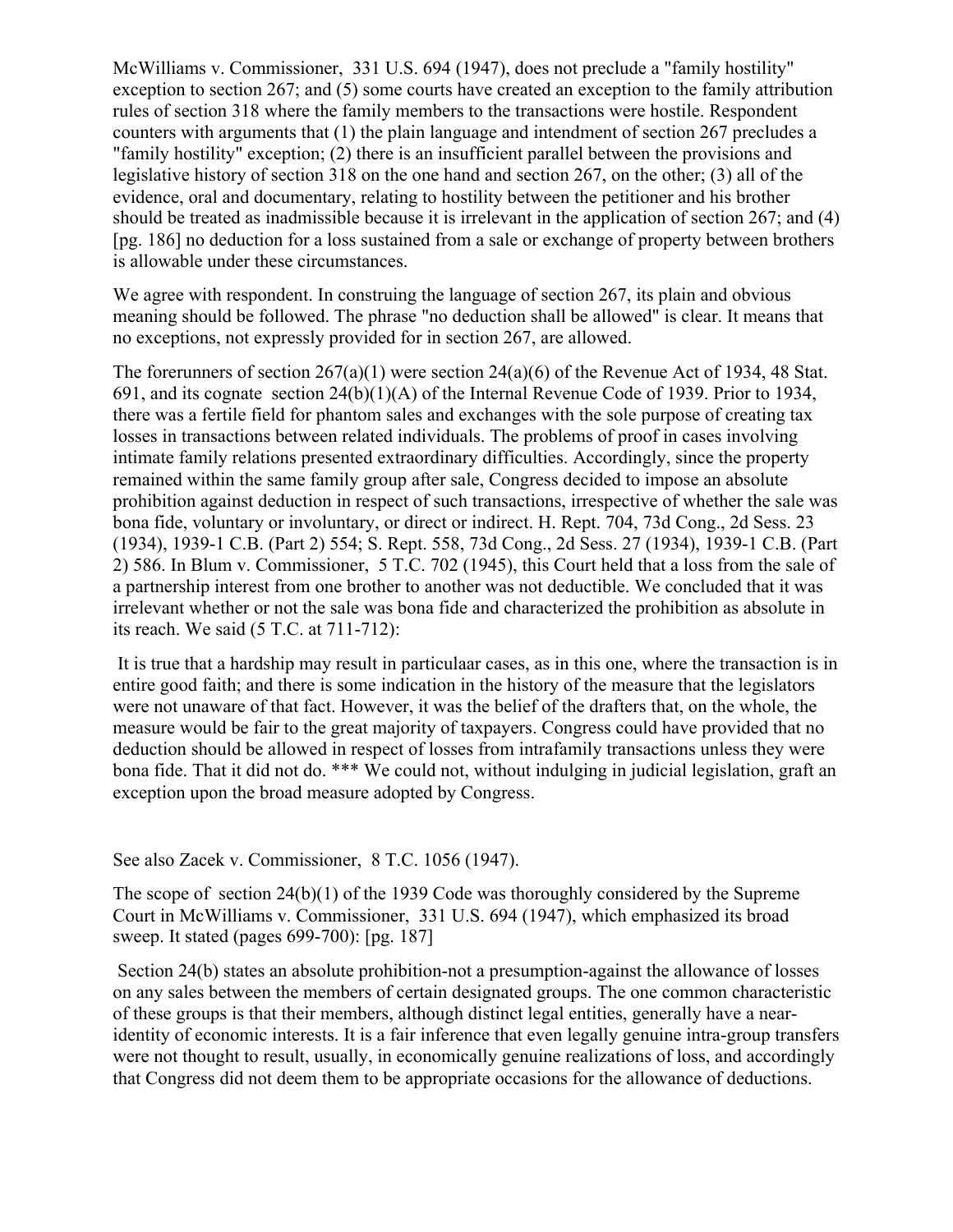McWilliams v. Commissioner, 331 U.S. 694 (1947), does not preclude a "family hostility" exception to section 267; and (5) some courts have created an exception to the family attribution rules of section 318 where the family members to the transactions were hostile. Respondent counters with arguments that (1) the plain language and intendment of section 267 precludes a "family hostility" exception; (2) there is an insufficient parallel between the provisions and legislative history of section 318 on the one hand and section 267, on the other; (3) all of the evidence, oral and documentary, relating to hostility between the petitioner and his brother should be treated as inadmissible because it is irrelevant in the application of section 267; and (4) [pg. 186] no deduction for a loss sustained from a sale or exchange of property between brothers is allowable under these circumstances.

We agree with respondent. In construing the language of section 267, its plain and obvious meaning should be followed. The phrase "no deduction shall be allowed" is clear. It means that no exceptions, not expressly provided for in section 267, are allowed.

The forerunners of section 267(a)(1) were section 24(a)(6) of the Revenue Act of 1934, 48 Stat. 691, and its cognate section 24(b)(1)(A) of the Internal Revenue Code of 1939. Prior to 1934, there was a fertile field for phantom sales and exchanges with the sole purpose of creating tax losses in transactions between related individuals. The problems of proof in cases involving intimate family relations presented extraordinary difficulties. Accordingly, since the property remained within the same family group after sale, Congress decided to impose an absolute prohibition against deduction in respect of such transactions, irrespective of whether the sale was bona fide, voluntary or involuntary, or direct or indirect. H. Rept. 704, 73d Cong., 2d Sess. 23 (1934), 1939-1 C.B. (Part 2) 554; S. Rept. 558, 73d Cong., 2d Sess. 27 (1934), 1939-1 C.B. (Part 2) 586. In Blum v. Commissioner, 5 T.C. 702 (1945), this Court held that a loss from the sale of a partnership interest from one brother to another was not deductible. We concluded that it was irrelevant whether or not the sale was bona fide and characterized the prohibition as absolute in its reach. We said (5 T.C. at 711-712):

> It is true that a hardship may result in particulaar cases, as in this one, where the transaction is in entire good faith; and there is some indication in the history of the measure that the legislators were not unaware of that fact. However, it was the belief of the drafters that, on the whole, the measure would be fair to the great majority of taxpayers. Congress could have provided that no deduction should be allowed in respect of losses from intrafamily transactions unless they were bona fide. That it did not do. *** We could not, without indulging in judicial legislation, graft an exception upon the broad measure adopted by Congress.

See also Zacek v. Commissioner, 8 T.C. 1056 (1947).

The scope of section 24(b)(1) of the 1939 Code was thoroughly considered by the Supreme Court in McWilliams v. Commissioner, 331 U.S. 694 (1947), which emphasized its broad sweep. It stated (pages 699-700): [pg. 187]

> Section 24(b) states an absolute prohibition-not a presumption-against the allowance of losses on any sales between the members of certain designated groups. The one common characteristic of these groups is that their members, although distinct legal entities, generally have a near-identity of economic interests. It is a fair inference that even legally genuine intra-group transfers were not thought to result, usually, in economically genuine realizations of loss, and accordingly that Congress did not deem them to be appropriate occasions for the allowance of deductions.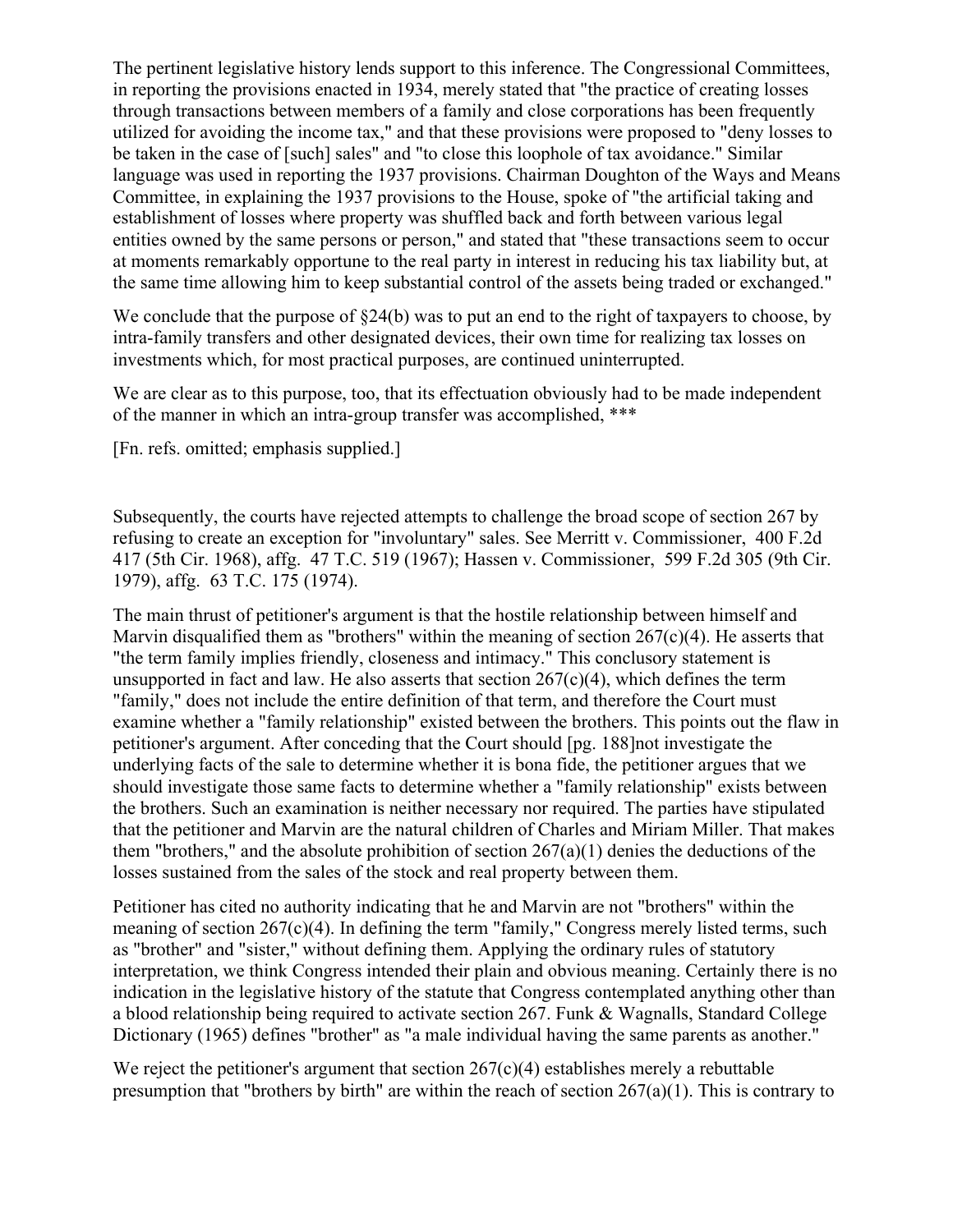The pertinent legislative history lends support to this inference. The Congressional Committees, in reporting the provisions enacted in 1934, merely stated that "the practice of creating losses through transactions between members of a family and close corporations has been frequently utilized for avoiding the income tax," and that these provisions were proposed to "deny losses to be taken in the case of [such] sales" and "to close this loophole of tax avoidance." Similar language was used in reporting the 1937 provisions. Chairman Doughton of the Ways and Means Committee, in explaining the 1937 provisions to the House, spoke of "the artificial taking and establishment of losses where property was shuffled back and forth between various legal entities owned by the same persons or person," and stated that "these transactions seem to occur at moments remarkably opportune to the real party in interest in reducing his tax liability but, at the same time allowing him to keep substantial control of the assets being traded or exchanged."

We conclude that the purpose of §24(b) was to put an end to the right of taxpayers to choose, by intra-family transfers and other designated devices, their own time for realizing tax losses on investments which, for most practical purposes, are continued uninterrupted.

We are clear as to this purpose, too, that its effectuation obviously had to be made independent of the manner in which an intra-group transfer was accomplished, ***

[Fn. refs. omitted; emphasis supplied.]

Subsequently, the courts have rejected attempts to challenge the broad scope of section 267 by refusing to create an exception for "involuntary" sales. See Merritt v. Commissioner, 400 F.2d 417 (5th Cir. 1968), affg. 47 T.C. 519 (1967); Hassen v. Commissioner, 599 F.2d 305 (9th Cir. 1979), affg. 63 T.C. 175 (1974).

The main thrust of petitioner's argument is that the hostile relationship between himself and Marvin disqualified them as "brothers" within the meaning of section 267(c)(4). He asserts that "the term family implies friendly, closeness and intimacy." This conclusory statement is unsupported in fact and law. He also asserts that section 267(c)(4), which defines the term "family," does not include the entire definition of that term, and therefore the Court must examine whether a "family relationship" existed between the brothers. This points out the flaw in petitioner's argument. After conceding that the Court should [pg. 188]not investigate the underlying facts of the sale to determine whether it is bona fide, the petitioner argues that we should investigate those same facts to determine whether a "family relationship" exists between the brothers. Such an examination is neither necessary nor required. The parties have stipulated that the petitioner and Marvin are the natural children of Charles and Miriam Miller. That makes them "brothers," and the absolute prohibition of section 267(a)(1) denies the deductions of the losses sustained from the sales of the stock and real property between them.

Petitioner has cited no authority indicating that he and Marvin are not "brothers" within the meaning of section 267(c)(4). In defining the term "family," Congress merely listed terms, such as "brother" and "sister," without defining them. Applying the ordinary rules of statutory interpretation, we think Congress intended their plain and obvious meaning. Certainly there is no indication in the legislative history of the statute that Congress contemplated anything other than a blood relationship being required to activate section 267. Funk & Wagnalls, Standard College Dictionary (1965) defines "brother" as "a male individual having the same parents as another."

We reject the petitioner's argument that section 267(c)(4) establishes merely a rebuttable presumption that "brothers by birth" are within the reach of section 267(a)(1). This is contrary to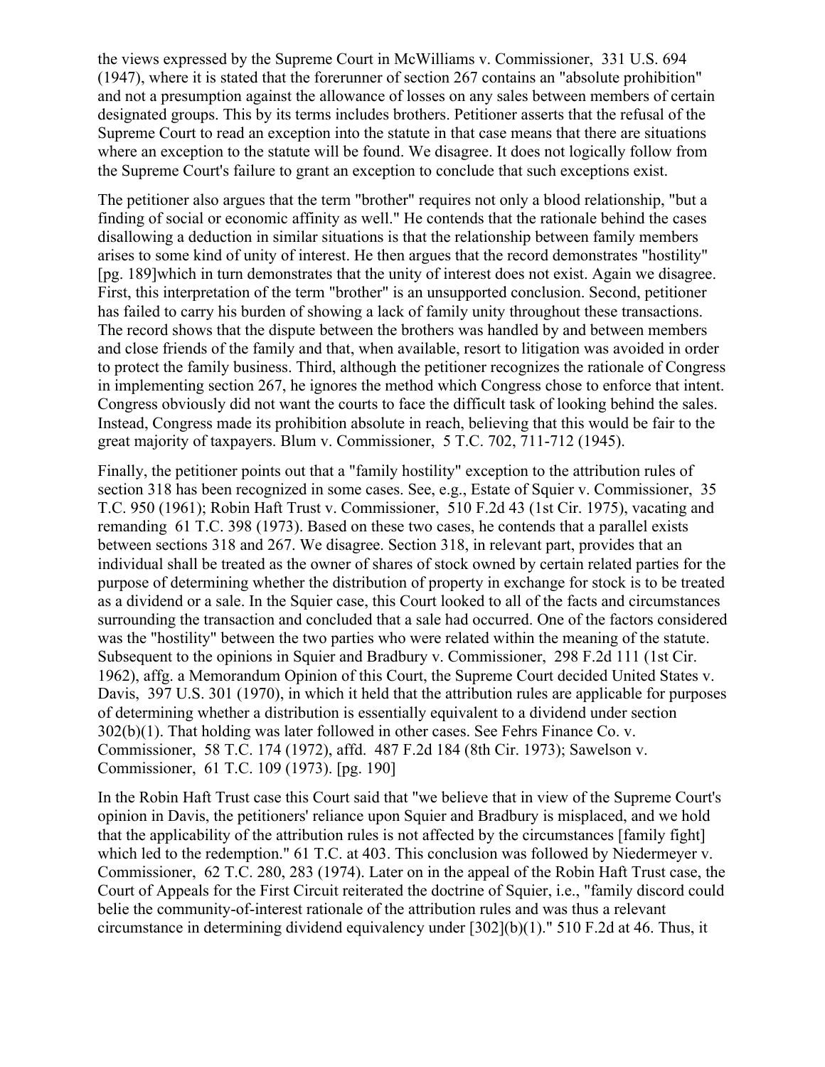the views expressed by the Supreme Court in McWilliams v. Commissioner, 331 U.S. 694 (1947), where it is stated that the forerunner of section 267 contains an "absolute prohibition" and not a presumption against the allowance of losses on any sales between members of certain designated groups. This by its terms includes brothers. Petitioner asserts that the refusal of the Supreme Court to read an exception into the statute in that case means that there are situations where an exception to the statute will be found. We disagree. It does not logically follow from the Supreme Court's failure to grant an exception to conclude that such exceptions exist.

The petitioner also argues that the term "brother" requires not only a blood relationship, "but a finding of social or economic affinity as well." He contends that the rationale behind the cases disallowing a deduction in similar situations is that the relationship between family members arises to some kind of unity of interest. He then argues that the record demonstrates "hostility" [pg. 189]which in turn demonstrates that the unity of interest does not exist. Again we disagree. First, this interpretation of the term "brother" is an unsupported conclusion. Second, petitioner has failed to carry his burden of showing a lack of family unity throughout these transactions. The record shows that the dispute between the brothers was handled by and between members and close friends of the family and that, when available, resort to litigation was avoided in order to protect the family business. Third, although the petitioner recognizes the rationale of Congress in implementing section 267, he ignores the method which Congress chose to enforce that intent. Congress obviously did not want the courts to face the difficult task of looking behind the sales. Instead, Congress made its prohibition absolute in reach, believing that this would be fair to the great majority of taxpayers. Blum v. Commissioner, 5 T.C. 702, 711-712 (1945).

Finally, the petitioner points out that a "family hostility" exception to the attribution rules of section 318 has been recognized in some cases. See, e.g., Estate of Squier v. Commissioner, 35 T.C. 950 (1961); Robin Haft Trust v. Commissioner, 510 F.2d 43 (1st Cir. 1975), vacating and remanding 61 T.C. 398 (1973). Based on these two cases, he contends that a parallel exists between sections 318 and 267. We disagree. Section 318, in relevant part, provides that an individual shall be treated as the owner of shares of stock owned by certain related parties for the purpose of determining whether the distribution of property in exchange for stock is to be treated as a dividend or a sale. In the Squier case, this Court looked to all of the facts and circumstances surrounding the transaction and concluded that a sale had occurred. One of the factors considered was the "hostility" between the two parties who were related within the meaning of the statute. Subsequent to the opinions in Squier and Bradbury v. Commissioner, 298 F.2d 111 (1st Cir. 1962), affg. a Memorandum Opinion of this Court, the Supreme Court decided United States v. Davis, 397 U.S. 301 (1970), in which it held that the attribution rules are applicable for purposes of determining whether a distribution is essentially equivalent to a dividend under section 302(b)(1). That holding was later followed in other cases. See Fehrs Finance Co. v. Commissioner, 58 T.C. 174 (1972), affd. 487 F.2d 184 (8th Cir. 1973); Sawelson v. Commissioner, 61 T.C. 109 (1973). [pg. 190]

In the Robin Haft Trust case this Court said that "we believe that in view of the Supreme Court's opinion in Davis, the petitioners' reliance upon Squier and Bradbury is misplaced, and we hold that the applicability of the attribution rules is not affected by the circumstances [family fight] which led to the redemption." 61 T.C. at 403. This conclusion was followed by Niedermeyer v. Commissioner, 62 T.C. 280, 283 (1974). Later on in the appeal of the Robin Haft Trust case, the Court of Appeals for the First Circuit reiterated the doctrine of Squier, i.e., "family discord could belie the community-of-interest rationale of the attribution rules and was thus a relevant circumstance in determining dividend equivalency under [302](b)(1)." 510 F.2d at 46. Thus, it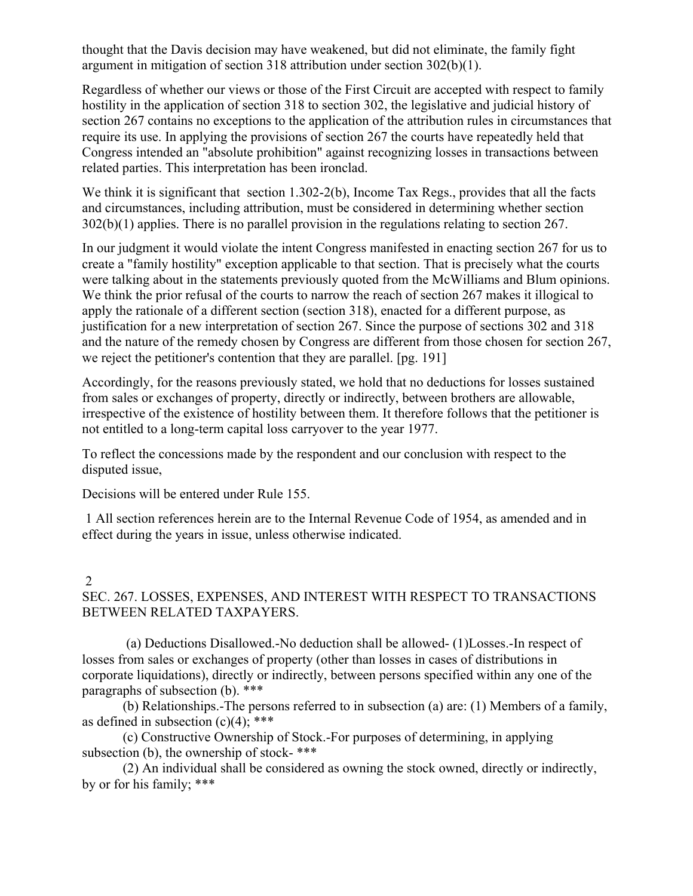thought that the Davis decision may have weakened, but did not eliminate, the family fight argument in mitigation of section 318 attribution under section 302(b)(1).

Regardless of whether our views or those of the First Circuit are accepted with respect to family hostility in the application of section 318 to section 302, the legislative and judicial history of section 267 contains no exceptions to the application of the attribution rules in circumstances that require its use. In applying the provisions of section 267 the courts have repeatedly held that Congress intended an "absolute prohibition" against recognizing losses in transactions between related parties. This interpretation has been ironclad.

We think it is significant that section 1.302-2(b), Income Tax Regs., provides that all the facts and circumstances, including attribution, must be considered in determining whether section 302(b)(1) applies. There is no parallel provision in the regulations relating to section 267.

In our judgment it would violate the intent Congress manifested in enacting section 267 for us to create a "family hostility" exception applicable to that section. That is precisely what the courts were talking about in the statements previously quoted from the McWilliams and Blum opinions. We think the prior refusal of the courts to narrow the reach of section 267 makes it illogical to apply the rationale of a different section (section 318), enacted for a different purpose, as justification for a new interpretation of section 267. Since the purpose of sections 302 and 318 and the nature of the remedy chosen by Congress are different from those chosen for section 267, we reject the petitioner's contention that they are parallel. [pg. 191]

Accordingly, for the reasons previously stated, we hold that no deductions for losses sustained from sales or exchanges of property, directly or indirectly, between brothers are allowable, irrespective of the existence of hostility between them. It therefore follows that the petitioner is not entitled to a long-term capital loss carryover to the year 1977.

To reflect the concessions made by the respondent and our conclusion with respect to the disputed issue,

Decisions will be entered under Rule 155.

1 All section references herein are to the Internal Revenue Code of 1954, as amended and in effect during the years in issue, unless otherwise indicated.

2

SEC. 267. LOSSES, EXPENSES, AND INTEREST WITH RESPECT TO TRANSACTIONS BETWEEN RELATED TAXPAYERS.

(a) Deductions Disallowed.-No deduction shall be allowed- (1)Losses.-In respect of losses from sales or exchanges of property (other than losses in cases of distributions in corporate liquidations), directly or indirectly, between persons specified within any one of the paragraphs of subsection (b). ***

(b) Relationships.-The persons referred to in subsection (a) are: (1) Members of a family, as defined in subsection (c)(4); ***

(c) Constructive Ownership of Stock.-For purposes of determining, in applying subsection (b), the ownership of stock- ***

(2) An individual shall be considered as owning the stock owned, directly or indirectly, by or for his family; ***